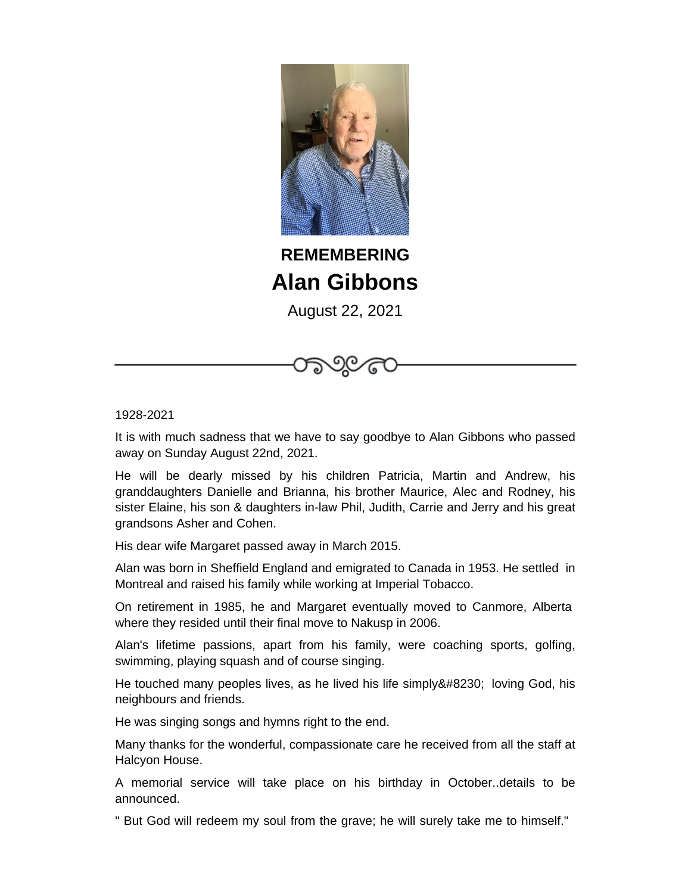**REMEMBERING**

# Alan Gibbons

August 22, 2021

1928-2021

It is with much sadness that we have to say goodbye to Alan Gibbons who passed away on Sunday August 22nd, 2021.

He will be dearly missed by his children Patricia, Martin and Andrew, his granddaughters Danielle and Brianna, his brother Maurice, Alec and Rodney, his sister Elaine, his son & daughters in-law Phil, Judith, Carrie and Jerry and his great grandsons Asher and Cohen.

His dear wife Margaret passed away in March 2015.

Alan was born in Sheffield England and emigrated to Canada in 1953. He settled in Montreal and raised his family while working at Imperial Tobacco.

On retirement in 1985, he and Margaret eventually moved to Canmore, Alberta where they resided until their final move to Nakusp in 2006.

Alan's lifetime passions, apart from his family, were coaching sports, golfing, swimming, playing squash and of course singing.

He touched many peoples lives, as he lived his life simply&#8230; loving God, his neighbours and friends.

He was singing songs and hymns right to the end.

Many thanks for the wonderful, compassionate care he received from all the staff at Halcyon House.

A memorial service will take place on his birthday in October..details to be announced.

" But God will redeem my soul from the grave; he will surely take me to himself."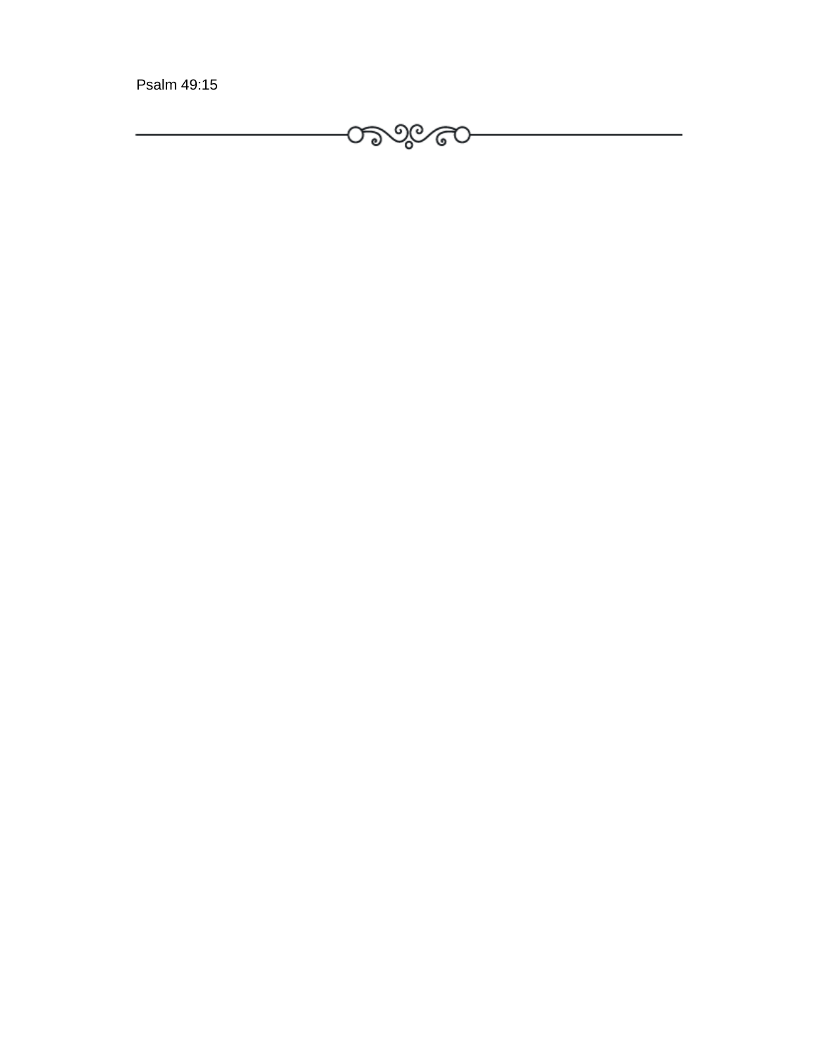Psalm 49:15